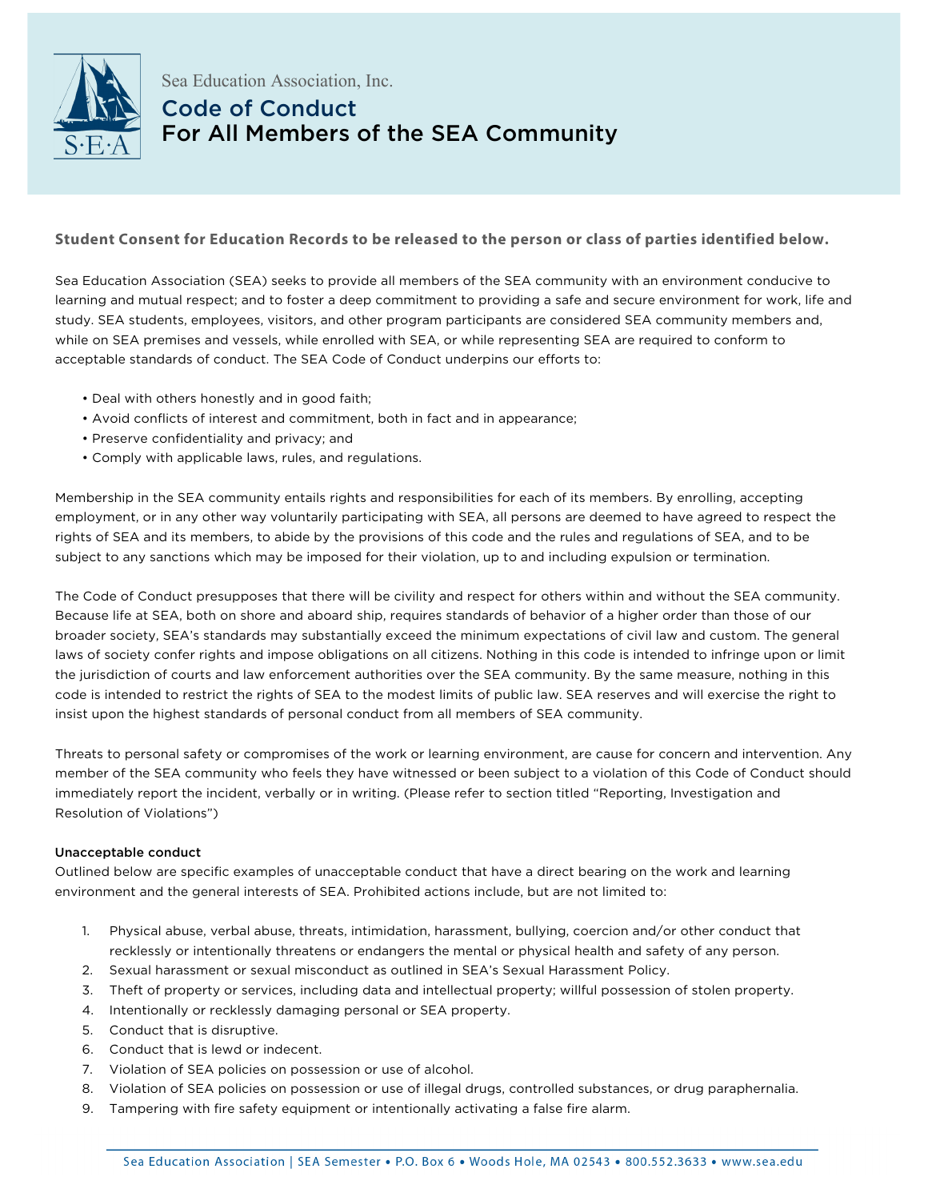Sea Education Association, Inc.

# Code of Conduct
# For All Members of the SEA Community

**Student Consent for Education Records to be released to the person or class of parties identified below.**

Sea Education Association (SEA) seeks to provide all members of the SEA community with an environment conducive to learning and mutual respect; and to foster a deep commitment to providing a safe and secure environment for work, life and study. SEA students, employees, visitors, and other program participants are considered SEA community members and, while on SEA premises and vessels, while enrolled with SEA, or while representing SEA are required to conform to acceptable standards of conduct. The SEA Code of Conduct underpins our efforts to:

- Deal with others honestly and in good faith;
- Avoid conflicts of interest and commitment, both in fact and in appearance;
- Preserve confidentiality and privacy; and
- Comply with applicable laws, rules, and regulations.

Membership in the SEA community entails rights and responsibilities for each of its members. By enrolling, accepting employment, or in any other way voluntarily participating with SEA, all persons are deemed to have agreed to respect the rights of SEA and its members, to abide by the provisions of this code and the rules and regulations of SEA, and to be subject to any sanctions which may be imposed for their violation, up to and including expulsion or termination.

The Code of Conduct presupposes that there will be civility and respect for others within and without the SEA community. Because life at SEA, both on shore and aboard ship, requires standards of behavior of a higher order than those of our broader society, SEA's standards may substantially exceed the minimum expectations of civil law and custom. The general laws of society confer rights and impose obligations on all citizens. Nothing in this code is intended to infringe upon or limit the jurisdiction of courts and law enforcement authorities over the SEA community. By the same measure, nothing in this code is intended to restrict the rights of SEA to the modest limits of public law. SEA reserves and will exercise the right to insist upon the highest standards of personal conduct from all members of SEA community.

Threats to personal safety or compromises of the work or learning environment, are cause for concern and intervention. Any member of the SEA community who feels they have witnessed or been subject to a violation of this Code of Conduct should immediately report the incident, verbally or in writing. (Please refer to section titled "Reporting, Investigation and Resolution of Violations")

### Unacceptable conduct

Outlined below are specific examples of unacceptable conduct that have a direct bearing on the work and learning environment and the general interests of SEA. Prohibited actions include, but are not limited to:

1. Physical abuse, verbal abuse, threats, intimidation, harassment, bullying, coercion and/or other conduct that recklessly or intentionally threatens or endangers the mental or physical health and safety of any person.
2. Sexual harassment or sexual misconduct as outlined in SEA's Sexual Harassment Policy.
3. Theft of property or services, including data and intellectual property; willful possession of stolen property.
4. Intentionally or recklessly damaging personal or SEA property.
5. Conduct that is disruptive.
6. Conduct that is lewd or indecent.
7. Violation of SEA policies on possession or use of alcohol.
8. Violation of SEA policies on possession or use of illegal drugs, controlled substances, or drug paraphernalia.
9. Tampering with fire safety equipment or intentionally activating a false fire alarm.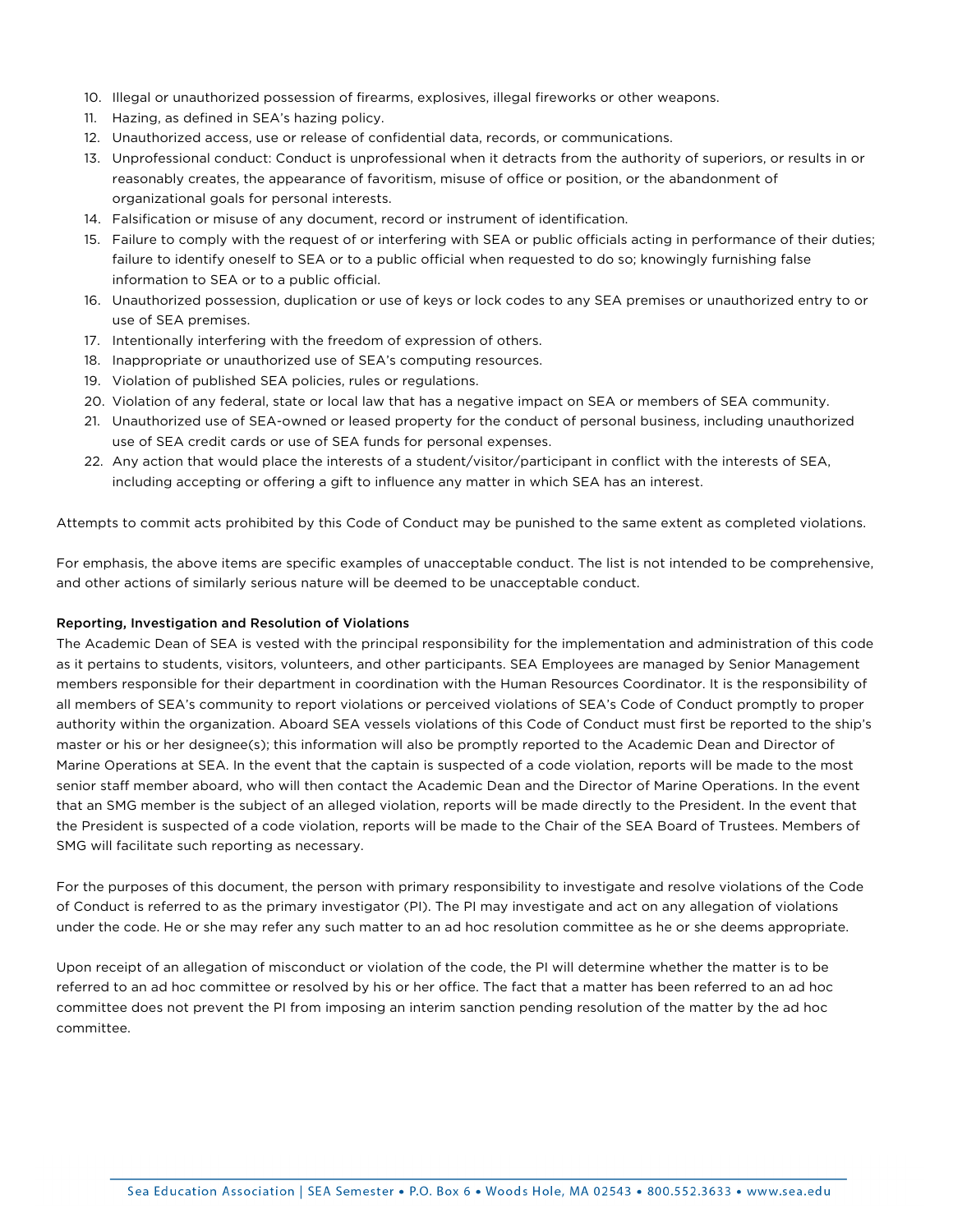10. Illegal or unauthorized possession of firearms, explosives, illegal fireworks or other weapons.
11. Hazing, as defined in SEA's hazing policy.
12. Unauthorized access, use or release of confidential data, records, or communications.
13. Unprofessional conduct: Conduct is unprofessional when it detracts from the authority of superiors, or results in or reasonably creates, the appearance of favoritism, misuse of office or position, or the abandonment of organizational goals for personal interests.
14. Falsification or misuse of any document, record or instrument of identification.
15. Failure to comply with the request of or interfering with SEA or public officials acting in performance of their duties; failure to identify oneself to SEA or to a public official when requested to do so; knowingly furnishing false information to SEA or to a public official.
16. Unauthorized possession, duplication or use of keys or lock codes to any SEA premises or unauthorized entry to or use of SEA premises.
17. Intentionally interfering with the freedom of expression of others.
18. Inappropriate or unauthorized use of SEA's computing resources.
19. Violation of published SEA policies, rules or regulations.
20. Violation of any federal, state or local law that has a negative impact on SEA or members of SEA community.
21. Unauthorized use of SEA-owned or leased property for the conduct of personal business, including unauthorized use of SEA credit cards or use of SEA funds for personal expenses.
22. Any action that would place the interests of a student/visitor/participant in conflict with the interests of SEA, including accepting or offering a gift to influence any matter in which SEA has an interest.

Attempts to commit acts prohibited by this Code of Conduct may be punished to the same extent as completed violations.

For emphasis, the above items are specific examples of unacceptable conduct. The list is not intended to be comprehensive, and other actions of similarly serious nature will be deemed to be unacceptable conduct.

**Reporting, Investigation and Resolution of Violations**

The Academic Dean of SEA is vested with the principal responsibility for the implementation and administration of this code as it pertains to students, visitors, volunteers, and other participants. SEA Employees are managed by Senior Management members responsible for their department in coordination with the Human Resources Coordinator. It is the responsibility of all members of SEA's community to report violations or perceived violations of SEA's Code of Conduct promptly to proper authority within the organization. Aboard SEA vessels violations of this Code of Conduct must first be reported to the ship's master or his or her designee(s); this information will also be promptly reported to the Academic Dean and Director of Marine Operations at SEA. In the event that the captain is suspected of a code violation, reports will be made to the most senior staff member aboard, who will then contact the Academic Dean and the Director of Marine Operations. In the event that an SMG member is the subject of an alleged violation, reports will be made directly to the President. In the event that the President is suspected of a code violation, reports will be made to the Chair of the SEA Board of Trustees. Members of SMG will facilitate such reporting as necessary.

For the purposes of this document, the person with primary responsibility to investigate and resolve violations of the Code of Conduct is referred to as the primary investigator (PI). The PI may investigate and act on any allegation of violations under the code. He or she may refer any such matter to an ad hoc resolution committee as he or she deems appropriate.

Upon receipt of an allegation of misconduct or violation of the code, the PI will determine whether the matter is to be referred to an ad hoc committee or resolved by his or her office. The fact that a matter has been referred to an ad hoc committee does not prevent the PI from imposing an interim sanction pending resolution of the matter by the ad hoc committee.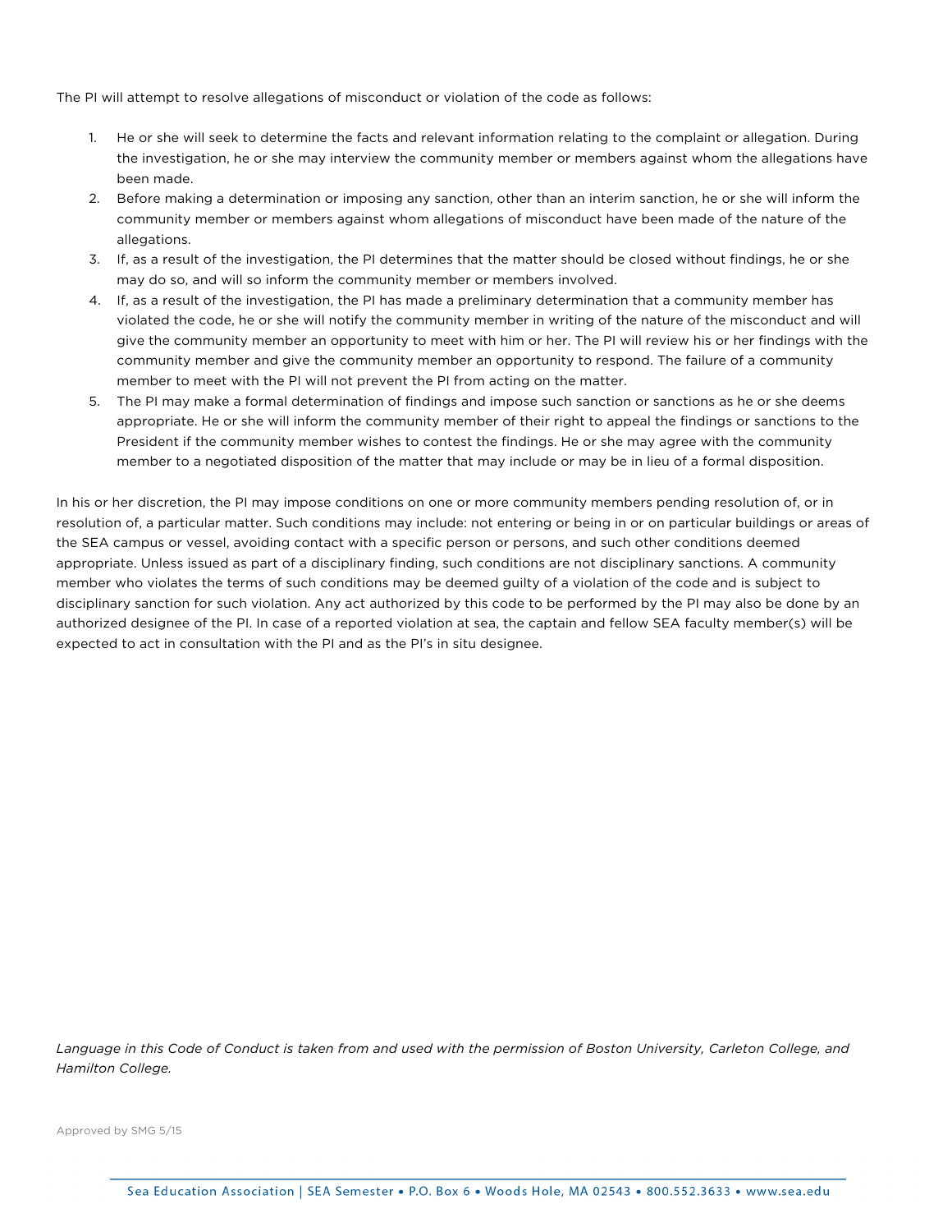The PI will attempt to resolve allegations of misconduct or violation of the code as follows:

1. He or she will seek to determine the facts and relevant information relating to the complaint or allegation. During the investigation, he or she may interview the community member or members against whom the allegations have been made.
2. Before making a determination or imposing any sanction, other than an interim sanction, he or she will inform the community member or members against whom allegations of misconduct have been made of the nature of the allegations.
3. If, as a result of the investigation, the PI determines that the matter should be closed without findings, he or she may do so, and will so inform the community member or members involved.
4. If, as a result of the investigation, the PI has made a preliminary determination that a community member has violated the code, he or she will notify the community member in writing of the nature of the misconduct and will give the community member an opportunity to meet with him or her. The PI will review his or her findings with the community member and give the community member an opportunity to respond. The failure of a community member to meet with the PI will not prevent the PI from acting on the matter.
5. The PI may make a formal determination of findings and impose such sanction or sanctions as he or she deems appropriate. He or she will inform the community member of their right to appeal the findings or sanctions to the President if the community member wishes to contest the findings. He or she may agree with the community member to a negotiated disposition of the matter that may include or may be in lieu of a formal disposition.

In his or her discretion, the PI may impose conditions on one or more community members pending resolution of, or in resolution of, a particular matter. Such conditions may include: not entering or being in or on particular buildings or areas of the SEA campus or vessel, avoiding contact with a specific person or persons, and such other conditions deemed appropriate. Unless issued as part of a disciplinary finding, such conditions are not disciplinary sanctions. A community member who violates the terms of such conditions may be deemed guilty of a violation of the code and is subject to disciplinary sanction for such violation. Any act authorized by this code to be performed by the PI may also be done by an authorized designee of the PI. In case of a reported violation at sea, the captain and fellow SEA faculty member(s) will be expected to act in consultation with the PI and as the PI's in situ designee.

*Language in this Code of Conduct is taken from and used with the permission of Boston University, Carleton College, and Hamilton College.*

Approved by SMG 5/15